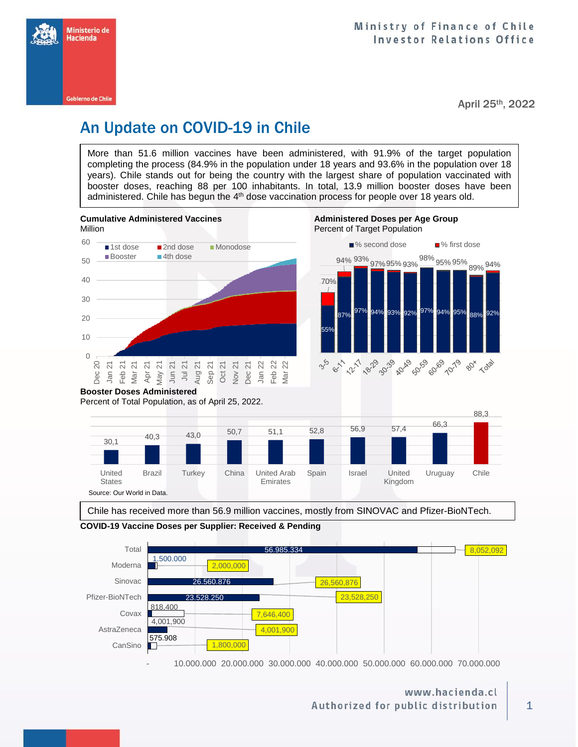Ministerio de Hacienda

Gobierno de Chile

Ministry of Finance of Chile
Investor Relations Office

April 25th, 2022

# An Update on COVID-19 in Chile

More than 51.6 million vaccines have been administered, with 91.9% of the target population completing the process (84.9% in the population under 18 years and 93.6% in the population over 18 years). Chile stands out for being the country with the largest share of population vaccinated with booster doses, reaching 88 per 100 inhabitants. In total, 13.9 million booster doses have been administered. Chile has begun the 4th dose vaccination process for people over 18 years old.

**Cumulative Administered Vaccines**
Million

**Administered Doses per Age Group**
Percent of Target Population

| Age group | % first dose | % second dose |
|---|---|---|
| 3-5 | 70% | 55% |
| 6-11 | 94% | 87% |
| 12-17 | 93% | 97% |
| 18-29 | 97% | 94% |
| 30-39 | 95% | 93% |
| 40-49 | 93% | 92% |
| 50-59 | 98% | 97% |
| 60-69 | 95% | 94% |
| 70-79 | 95% | 95% |
| 80+ | 89% | 88% |
| Total | 94% | 92% |

**Booster Doses Administered**
Percent of Total Population, as of April 25, 2022.

| Country | Booster doses |
|---|---|
| United States | 30,1 |
| Brazil | 40,3 |
| Turkey | 43,0 |
| China | 50,7 |
| United Arab Emirates | 51,1 |
| Spain | 52,8 |
| Israel | 56,9 |
| United Kingdom | 57,4 |
| Uruguay | 66,3 |
| Chile | 88,3 |

Source: Our World in Data.

Chile has received more than 56.9 million vaccines, mostly from SINOVAC and Pfizer-BioNTech.

**COVID-19 Vaccine Doses per Supplier: Received & Pending**

| Supplier | Received | Total |
|---|---|---|
| Total | 56.985.334 | 8,052,092 |
| Moderna | 1.500.000 | 2,000,000 |
| Sinovac | 26.560.876 | 26,560,876 |
| Pfizer-BioNTech | 23.528.250 | 23,528,250 |
| Covax | 818.400 | 7,646,400 |
| AstraZeneca | 4,001,900 | 4,001,900 |
| CanSino | 575.908 | 1,800,000 |

www.hacienda.cl
Authorized for public distribution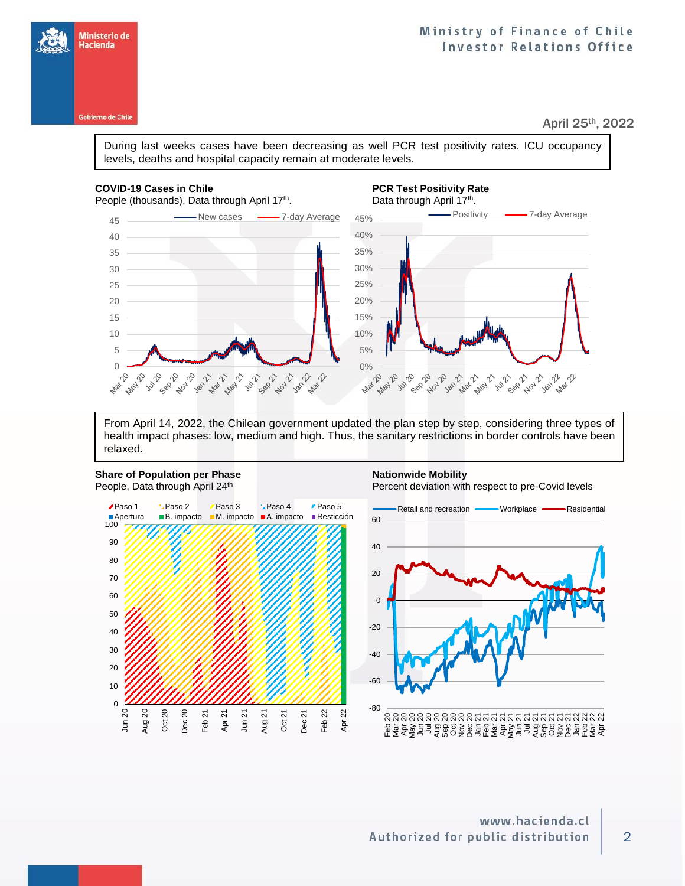April 25th, 2022

During last weeks cases have been decreasing as well PCR test positivity rates. ICU occupancy levels, deaths and hospital capacity remain at moderate levels.

**COVID-19 Cases in Chile**
People (thousands), Data through April 17th.

**PCR Test Positivity Rate**
Data through April 17th.

From April 14, 2022, the Chilean government updated the plan step by step, considering three types of health impact phases: low, medium and high. Thus, the sanitary restrictions in border controls have been relaxed.

**Share of Population per Phase**
People, Data through April 24th

**Nationwide Mobility**
Percent deviation with respect to pre-Covid levels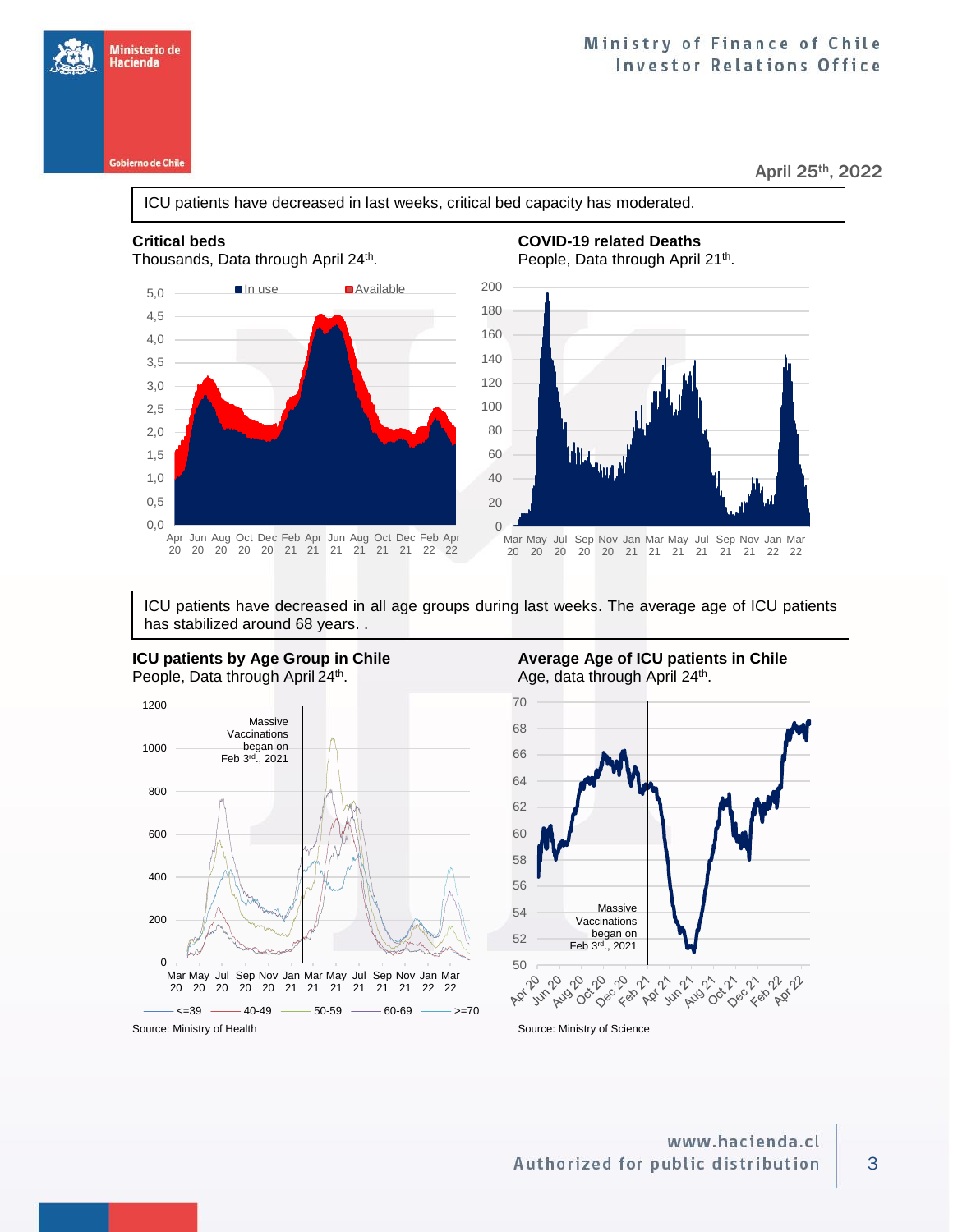April 25th, 2022

ICU patients have decreased in last weeks, critical bed capacity has moderated.

**Critical beds**
Thousands, Data through April 24th.

In use
Available

5,0
4,5
4,0
3,5
3,0
2,5
2,0
1,5
1,0
0,5
0,0

Apr 20 Jun 20 Aug 20 Oct 20 Dec 20 Feb 21 Apr 21 Jun 21 Aug 21 Oct 21 Dec 21 Feb 22 Apr 22

**COVID-19 related Deaths**
People, Data through April 21th.

200
180
160
140
120
100
80
60
40
20
0

Mar 20 May 20 Jul 20 Sep 20 Nov 20 Jan 21 Mar 21 May 21 Jul 21 Sep 21 Nov 21 Jan 22 Mar 22

ICU patients have decreased in all age groups during last weeks. The average age of ICU patients has stabilized around 68 years. .

**ICU patients by Age Group in Chile**
People, Data through April 24th.

1200
1000
800
600
400
200
0

Massive Vaccinations began on Feb 3rd., 2021

Mar 20 May 20 Jul 20 Sep 20 Nov 20 Jan 21 Mar 21 May 21 Jul 21 Sep 21 Nov 21 Jan 22 Mar 22

<=39
40-49
50-59
60-69
>=70

Source: Ministry of Health

**Average Age of ICU patients in Chile**
Age, data through April 24th.

70
68
66
64
62
60
58
56
54
52
50

Massive Vaccinations began on Feb 3rd., 2021

Apr 20 Jun 20 Aug 20 Oct 20 Dec 20 Feb 21 Apr 21 Jun 21 Aug 21 Oct 21 Dec 21 Feb 22 Apr 22

Source: Ministry of Science